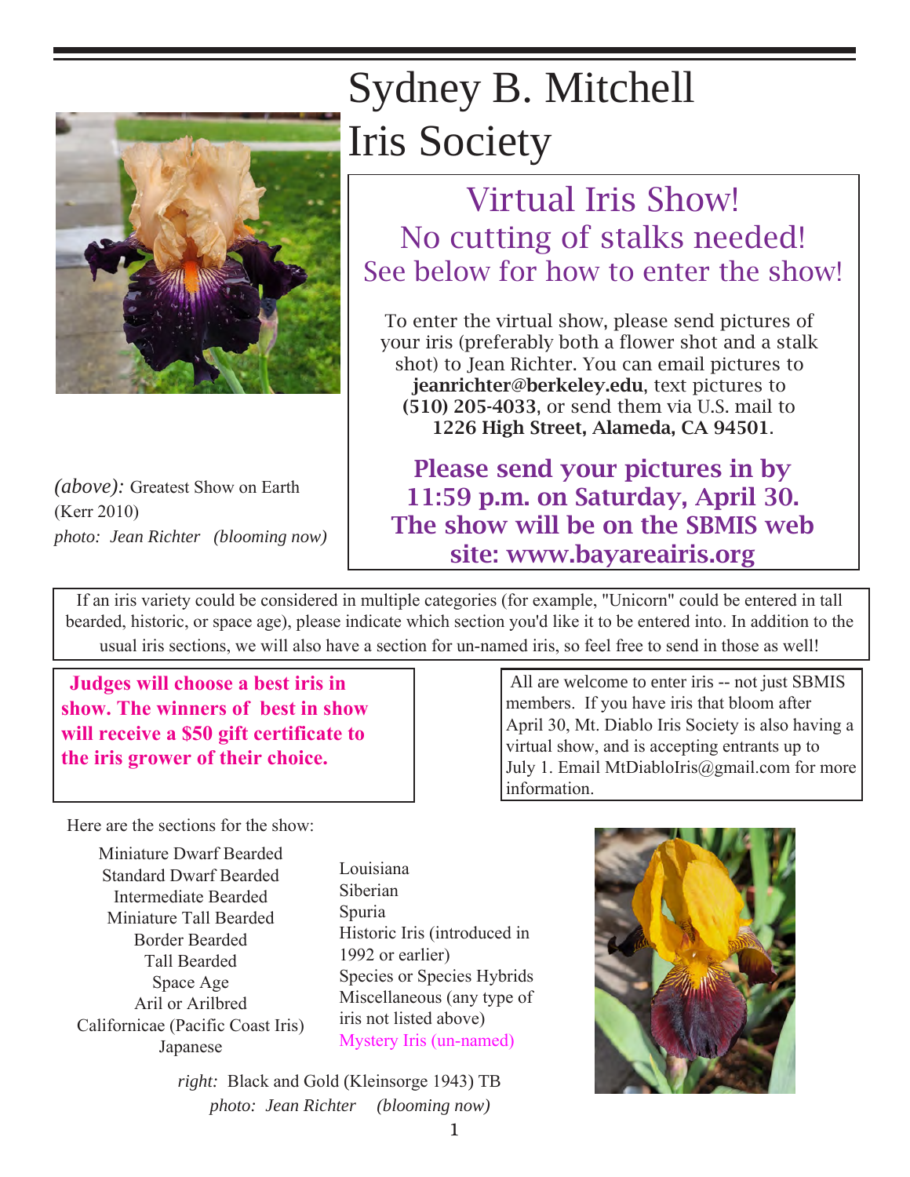# Sydney B. Mitchell Iris Society

*(above):* Greatest Show on Earth (Kerr 2010)
*photo: Jean Richter (blooming now)*

## Virtual Iris Show!

### No cutting of stalks needed!

### See below for how to enter the show!

To enter the virtual show, please send pictures of your iris (preferably both a flower shot and a stalk shot) to Jean Richter. You can email pictures to **jeanrichter@berkeley.edu**, text pictures to **(510) 205-4033**, or send them via U.S. mail to **1226 High Street, Alameda, CA 94501**.

**Please send your pictures in by 11:59 p.m. on Saturday, April 30. The show will be on the SBMIS web site: www.bayareairis.org**

If an iris variety could be considered in multiple categories (for example, "Unicorn" could be entered in tall bearded, historic, or space age), please indicate which section you'd like it to be entered into. In addition to the usual iris sections, we will also have a section for un-named iris, so feel free to send in those as well!

**Judges will choose a best iris in show. The winners of best in show will receive a $50 gift certificate to the iris grower of their choice.**

All are welcome to enter iris -- not just SBMIS members. If you have iris that bloom after April 30, Mt. Diablo Iris Society is also having a virtual show, and is accepting entrants up to July 1. Email MtDiabloIris@gmail.com for more information.

Here are the sections for the show:

- Miniature Dwarf Bearded
- Standard Dwarf Bearded
- Intermediate Bearded
- Miniature Tall Bearded
- Border Bearded
- Tall Bearded
- Space Age
- Aril or Arilbred
- Californicae (Pacific Coast Iris)
- Japanese
- Louisiana
- Siberian
- Spuria
- Historic Iris (introduced in 1992 or earlier)
- Species or Species Hybrids
- Miscellaneous (any type of iris not listed above)
- Mystery Iris (un-named)

*right:* Black and Gold (Kleinsorge 1943) TB
*photo: Jean Richter (blooming now)*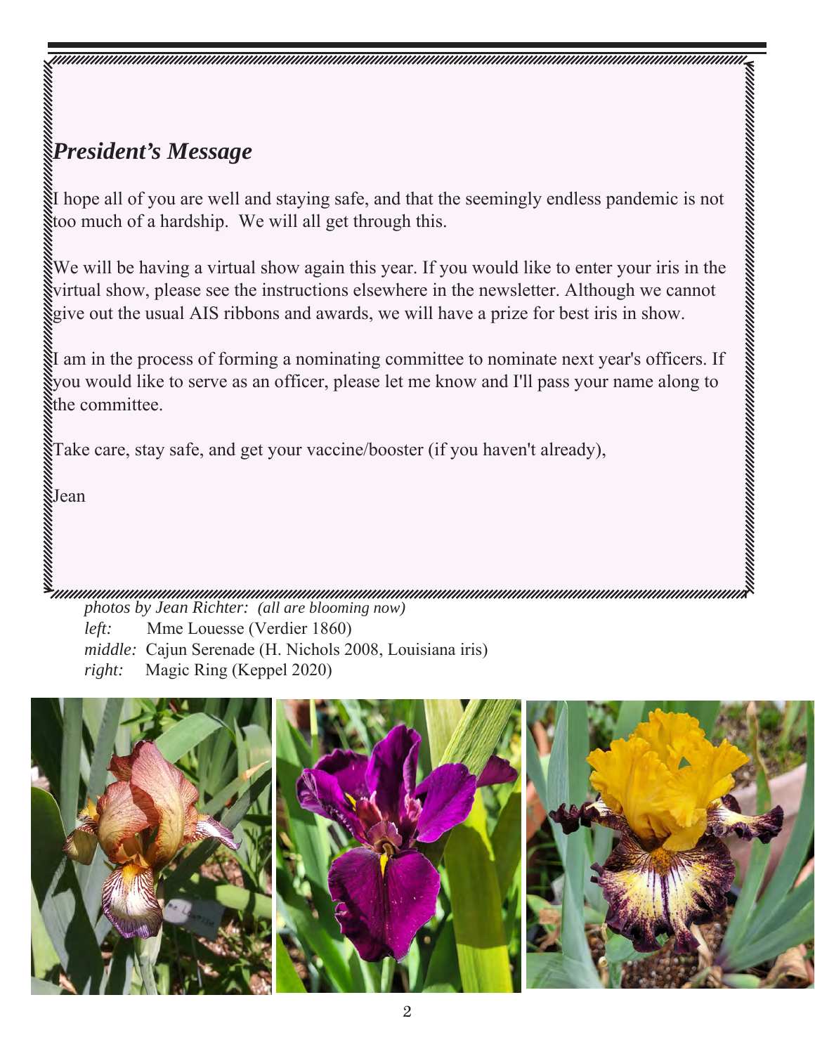## *President's Message*

I hope all of you are well and staying safe, and that the seemingly endless pandemic is not too much of a hardship. We will all get through this.

We will be having a virtual show again this year. If you would like to enter your iris in the virtual show, please see the instructions elsewhere in the newsletter. Although we cannot give out the usual AIS ribbons and awards, we will have a prize for best iris in show.

I am in the process of forming a nominating committee to nominate next year's officers. If you would like to serve as an officer, please let me know and I'll pass your name along to the committee.

Take care, stay safe, and get your vaccine/booster (if you haven't already),

Jean

*photos by Jean Richter: (all are blooming now)*
*left:* Mme Louesse (Verdier 1860)
*middle:* Cajun Serenade (H. Nichols 2008, Louisiana iris)
*right:* Magic Ring (Keppel 2020)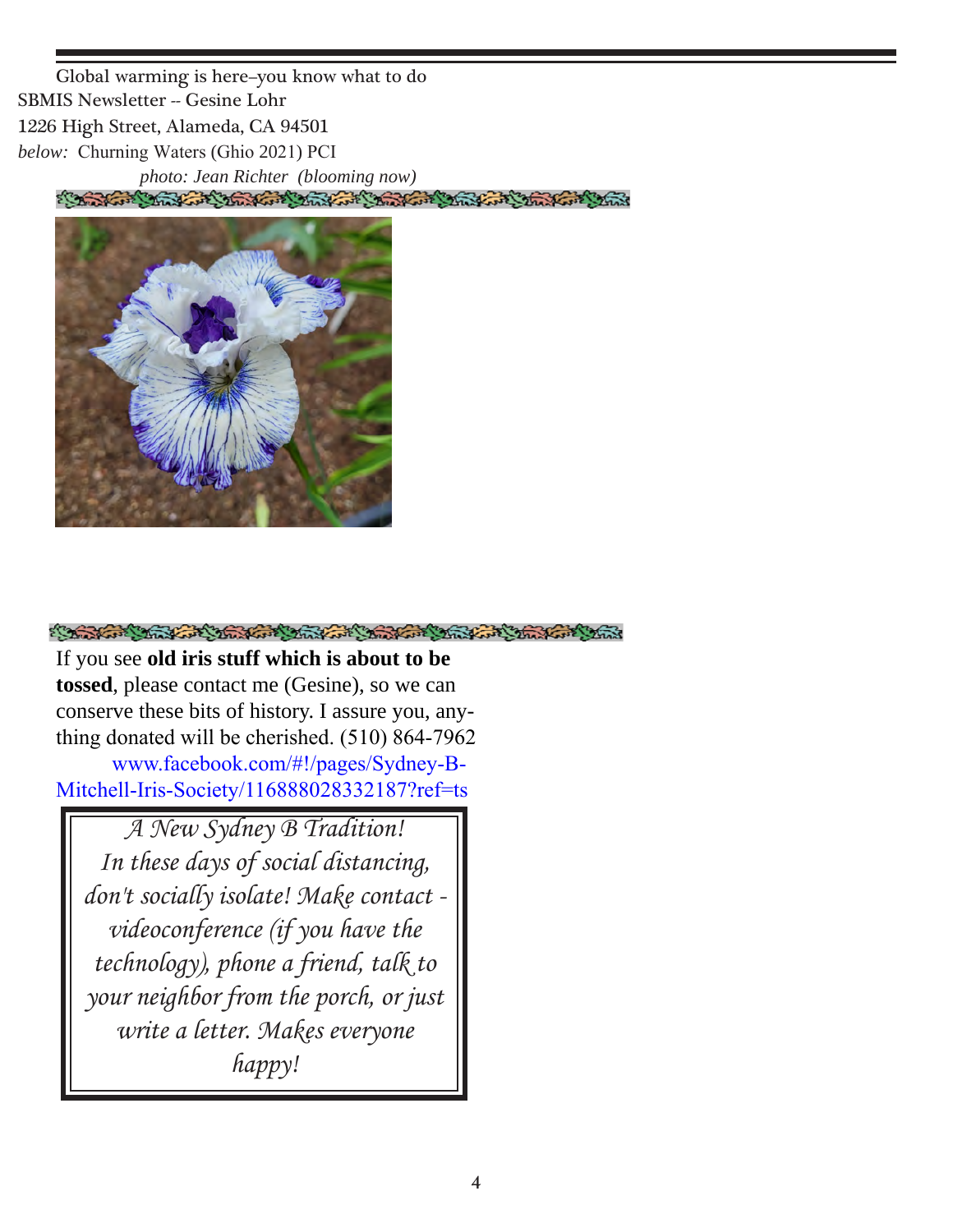Global warming is here–you know what to do

SBMIS Newsletter -- Gesine Lohr

1226 High Street, Alameda, CA 94501

*below:* Churning Waters (Ghio 2021) PCI

*photo: Jean Richter (blooming now)*

If you see **old iris stuff which is about to be tossed**, please contact me (Gesine), so we can conserve these bits of history. I assure you, anything donated will be cherished. (510) 864-7962

www.facebook.com/#!/pages/Sydney-B-Mitchell-Iris-Society/116888028332187?ref=ts

*A New Sydney B Tradition!*
*In these days of social distancing, don't socially isolate! Make contact - videoconference (if you have the technology), phone a friend, talk to your neighbor from the porch, or just write a letter. Makes everyone happy!*